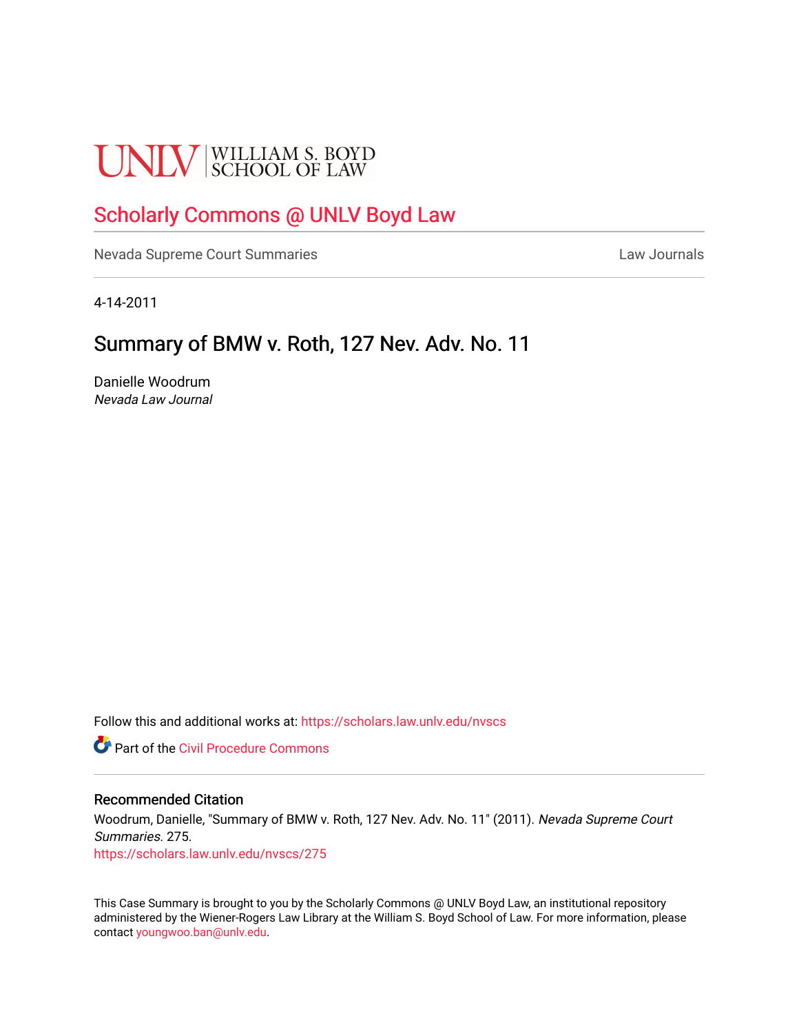UNLV | WILLIAM S. BOYD SCHOOL OF LAW

# Scholarly Commons @ UNLV Boyd Law

Nevada Supreme Court Summaries | Law Journals

4-14-2011

## Summary of BMW v. Roth, 127 Nev. Adv. No. 11

Danielle Woodrum
*Nevada Law Journal*

Follow this and additional works at: https://scholars.law.unlv.edu/nvscs

Part of the Civil Procedure Commons

### Recommended Citation

Woodrum, Danielle, "Summary of BMW v. Roth, 127 Nev. Adv. No. 11" (2011). *Nevada Supreme Court Summaries*. 275.
https://scholars.law.unlv.edu/nvscs/275

This Case Summary is brought to you by the Scholarly Commons @ UNLV Boyd Law, an institutional repository administered by the Wiener-Rogers Law Library at the William S. Boyd School of Law. For more information, please contact youngwoo.ban@unlv.edu.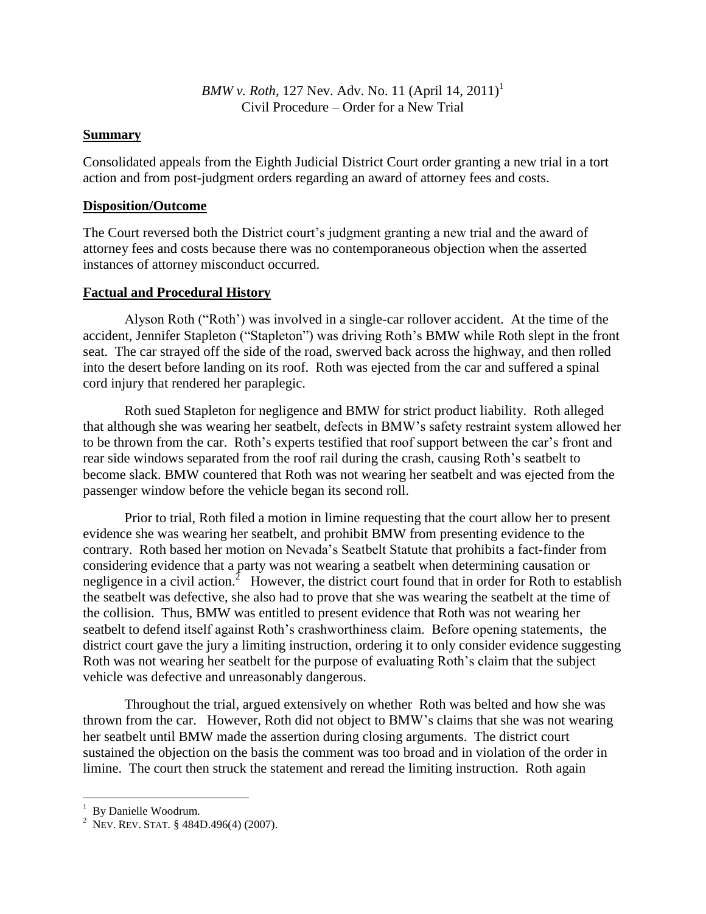*BMW v. Roth*, 127 Nev. Adv. No. 11 (April 14, 2011)[1]
Civil Procedure – Order for a New Trial

**Summary**

Consolidated appeals from the Eighth Judicial District Court order granting a new trial in a tort action and from post-judgment orders regarding an award of attorney fees and costs.

**Disposition/Outcome**

The Court reversed both the District court's judgment granting a new trial and the award of attorney fees and costs because there was no contemporaneous objection when the asserted instances of attorney misconduct occurred.

**Factual and Procedural History**

Alyson Roth ("Roth') was involved in a single-car rollover accident. At the time of the accident, Jennifer Stapleton ("Stapleton") was driving Roth's BMW while Roth slept in the front seat. The car strayed off the side of the road, swerved back across the highway, and then rolled into the desert before landing on its roof. Roth was ejected from the car and suffered a spinal cord injury that rendered her paraplegic.

Roth sued Stapleton for negligence and BMW for strict product liability. Roth alleged that although she was wearing her seatbelt, defects in BMW's safety restraint system allowed her to be thrown from the car. Roth's experts testified that roof support between the car's front and rear side windows separated from the roof rail during the crash, causing Roth's seatbelt to become slack. BMW countered that Roth was not wearing her seatbelt and was ejected from the passenger window before the vehicle began its second roll.

Prior to trial, Roth filed a motion in limine requesting that the court allow her to present evidence she was wearing her seatbelt, and prohibit BMW from presenting evidence to the contrary. Roth based her motion on Nevada's Seatbelt Statute that prohibits a fact-finder from considering evidence that a party was not wearing a seatbelt when determining causation or negligence in a civil action.[2] However, the district court found that in order for Roth to establish the seatbelt was defective, she also had to prove that she was wearing the seatbelt at the time of the collision. Thus, BMW was entitled to present evidence that Roth was not wearing her seatbelt to defend itself against Roth's crashworthiness claim. Before opening statements, the district court gave the jury a limiting instruction, ordering it to only consider evidence suggesting Roth was not wearing her seatbelt for the purpose of evaluating Roth's claim that the subject vehicle was defective and unreasonably dangerous.

Throughout the trial, argued extensively on whether Roth was belted and how she was thrown from the car. However, Roth did not object to BMW's claims that she was not wearing her seatbelt until BMW made the assertion during closing arguments. The district court sustained the objection on the basis the comment was too broad and in violation of the order in limine. The court then struck the statement and reread the limiting instruction. Roth again

---

[1] By Danielle Woodrum.

[2] NEV. REV. STAT. § 484D.496(4) (2007).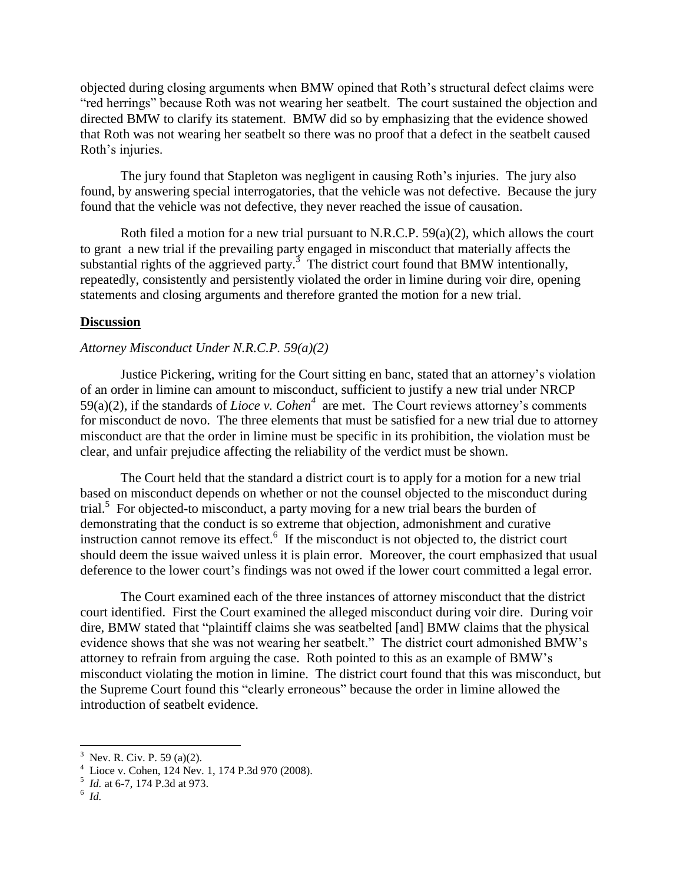objected during closing arguments when BMW opined that Roth's structural defect claims were "red herrings" because Roth was not wearing her seatbelt. The court sustained the objection and directed BMW to clarify its statement. BMW did so by emphasizing that the evidence showed that Roth was not wearing her seatbelt so there was no proof that a defect in the seatbelt caused Roth's injuries.

The jury found that Stapleton was negligent in causing Roth's injuries. The jury also found, by answering special interrogatories, that the vehicle was not defective. Because the jury found that the vehicle was not defective, they never reached the issue of causation.

Roth filed a motion for a new trial pursuant to N.R.C.P. 59(a)(2), which allows the court to grant a new trial if the prevailing party engaged in misconduct that materially affects the substantial rights of the aggrieved party.[3] The district court found that BMW intentionally, repeatedly, consistently and persistently violated the order in limine during voir dire, opening statements and closing arguments and therefore granted the motion for a new trial.

**Discussion**

*Attorney Misconduct Under N.R.C.P. 59(a)(2)*

Justice Pickering, writing for the Court sitting en banc, stated that an attorney's violation of an order in limine can amount to misconduct, sufficient to justify a new trial under NRCP 59(a)(2), if the standards of *Lioce v. Cohen*[4] are met. The Court reviews attorney's comments for misconduct de novo. The three elements that must be satisfied for a new trial due to attorney misconduct are that the order in limine must be specific in its prohibition, the violation must be clear, and unfair prejudice affecting the reliability of the verdict must be shown.

The Court held that the standard a district court is to apply for a motion for a new trial based on misconduct depends on whether or not the counsel objected to the misconduct during trial.[5] For objected-to misconduct, a party moving for a new trial bears the burden of demonstrating that the conduct is so extreme that objection, admonishment and curative instruction cannot remove its effect.[6] If the misconduct is not objected to, the district court should deem the issue waived unless it is plain error. Moreover, the court emphasized that usual deference to the lower court's findings was not owed if the lower court committed a legal error.

The Court examined each of the three instances of attorney misconduct that the district court identified. First the Court examined the alleged misconduct during voir dire. During voir dire, BMW stated that "plaintiff claims she was seatbelted [and] BMW claims that the physical evidence shows that she was not wearing her seatbelt." The district court admonished BMW's attorney to refrain from arguing the case. Roth pointed to this as an example of BMW's misconduct violating the motion in limine. The district court found that this was misconduct, but the Supreme Court found this "clearly erroneous" because the order in limine allowed the introduction of seatbelt evidence.

---

[3] Nev. R. Civ. P. 59 (a)(2).

[4] Lioce v. Cohen, 124 Nev. 1, 174 P.3d 970 (2008).

[5] *Id.* at 6-7, 174 P.3d at 973.

[6] *Id.*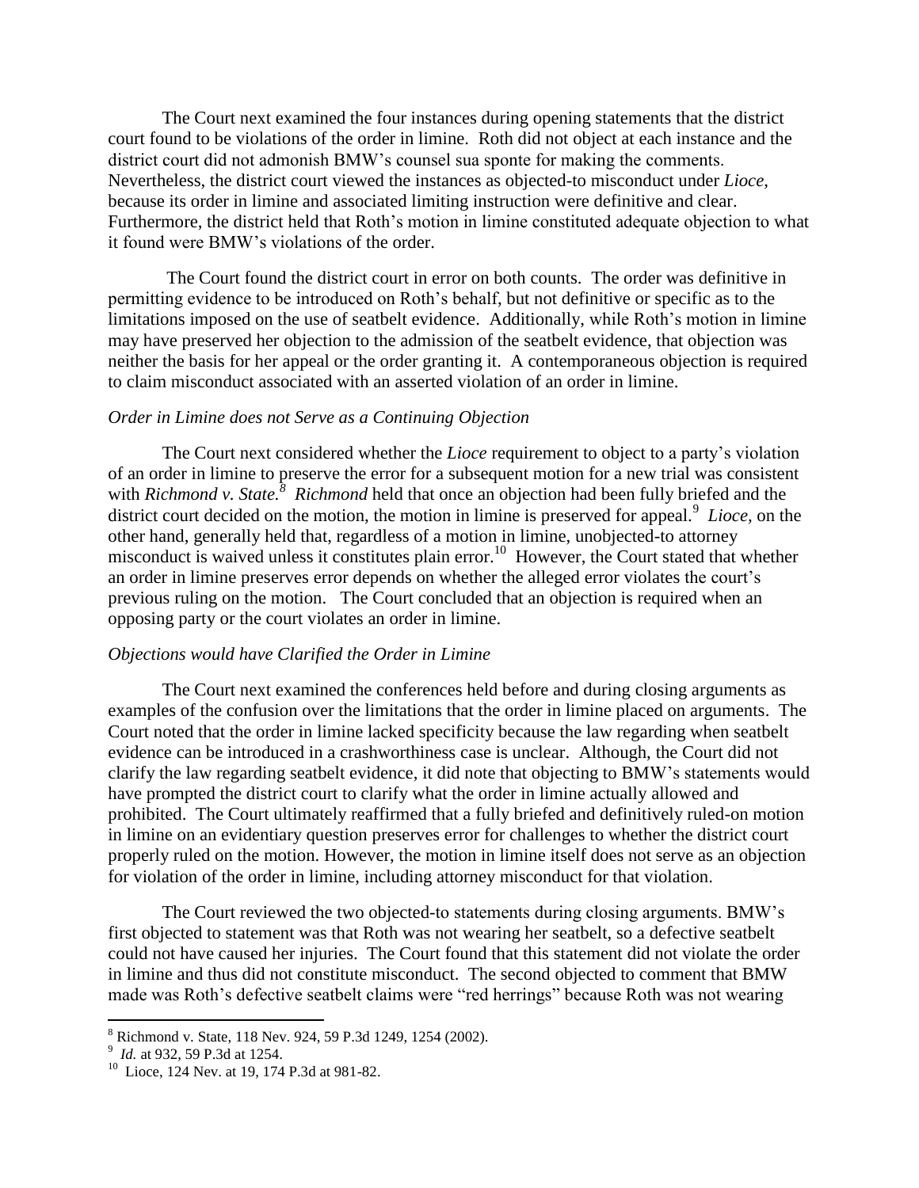The Court next examined the four instances during opening statements that the district court found to be violations of the order in limine. Roth did not object at each instance and the district court did not admonish BMW's counsel sua sponte for making the comments. Nevertheless, the district court viewed the instances as objected-to misconduct under *Lioce*, because its order in limine and associated limiting instruction were definitive and clear. Furthermore, the district held that Roth's motion in limine constituted adequate objection to what it found were BMW's violations of the order.

The Court found the district court in error on both counts. The order was definitive in permitting evidence to be introduced on Roth's behalf, but not definitive or specific as to the limitations imposed on the use of seatbelt evidence. Additionally, while Roth's motion in limine may have preserved her objection to the admission of the seatbelt evidence, that objection was neither the basis for her appeal or the order granting it. A contemporaneous objection is required to claim misconduct associated with an asserted violation of an order in limine.

*Order in Limine does not Serve as a Continuing Objection*

The Court next considered whether the *Lioce* requirement to object to a party's violation of an order in limine to preserve the error for a subsequent motion for a new trial was consistent with *Richmond v. State.*[8] *Richmond* held that once an objection had been fully briefed and the district court decided on the motion, the motion in limine is preserved for appeal.[9] *Lioce*, on the other hand, generally held that, regardless of a motion in limine, unobjected-to attorney misconduct is waived unless it constitutes plain error.[10] However, the Court stated that whether an order in limine preserves error depends on whether the alleged error violates the court's previous ruling on the motion. The Court concluded that an objection is required when an opposing party or the court violates an order in limine.

*Objections would have Clarified the Order in Limine*

The Court next examined the conferences held before and during closing arguments as examples of the confusion over the limitations that the order in limine placed on arguments. The Court noted that the order in limine lacked specificity because the law regarding when seatbelt evidence can be introduced in a crashworthiness case is unclear. Although, the Court did not clarify the law regarding seatbelt evidence, it did note that objecting to BMW's statements would have prompted the district court to clarify what the order in limine actually allowed and prohibited. The Court ultimately reaffirmed that a fully briefed and definitively ruled-on motion in limine on an evidentiary question preserves error for challenges to whether the district court properly ruled on the motion. However, the motion in limine itself does not serve as an objection for violation of the order in limine, including attorney misconduct for that violation.

The Court reviewed the two objected-to statements during closing arguments. BMW's first objected to statement was that Roth was not wearing her seatbelt, so a defective seatbelt could not have caused her injuries. The Court found that this statement did not violate the order in limine and thus did not constitute misconduct. The second objected to comment that BMW made was Roth's defective seatbelt claims were "red herrings" because Roth was not wearing

---

[8] Richmond v. State, 118 Nev. 924, 59 P.3d 1249, 1254 (2002).

[9] *Id.* at 932, 59 P.3d at 1254.

[10] Lioce, 124 Nev. at 19, 174 P.3d at 981-82.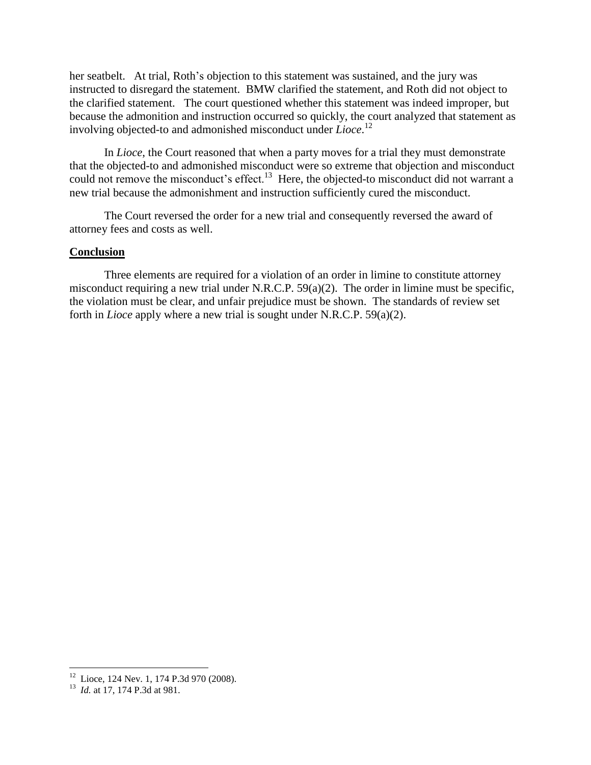her seatbelt. At trial, Roth's objection to this statement was sustained, and the jury was instructed to disregard the statement. BMW clarified the statement, and Roth did not object to the clarified statement. The court questioned whether this statement was indeed improper, but because the admonition and instruction occurred so quickly, the court analyzed that statement as involving objected-to and admonished misconduct under *Lioce*.[12]

In *Lioce*, the Court reasoned that when a party moves for a trial they must demonstrate that the objected-to and admonished misconduct were so extreme that objection and misconduct could not remove the misconduct's effect.[13] Here, the objected-to misconduct did not warrant a new trial because the admonishment and instruction sufficiently cured the misconduct.

The Court reversed the order for a new trial and consequently reversed the award of attorney fees and costs as well.

**Conclusion**

Three elements are required for a violation of an order in limine to constitute attorney misconduct requiring a new trial under N.R.C.P. 59(a)(2). The order in limine must be specific, the violation must be clear, and unfair prejudice must be shown. The standards of review set forth in *Lioce* apply where a new trial is sought under N.R.C.P. 59(a)(2).

---

[12] Lioce, 124 Nev. 1, 174 P.3d 970 (2008).

[13] *Id.* at 17, 174 P.3d at 981.